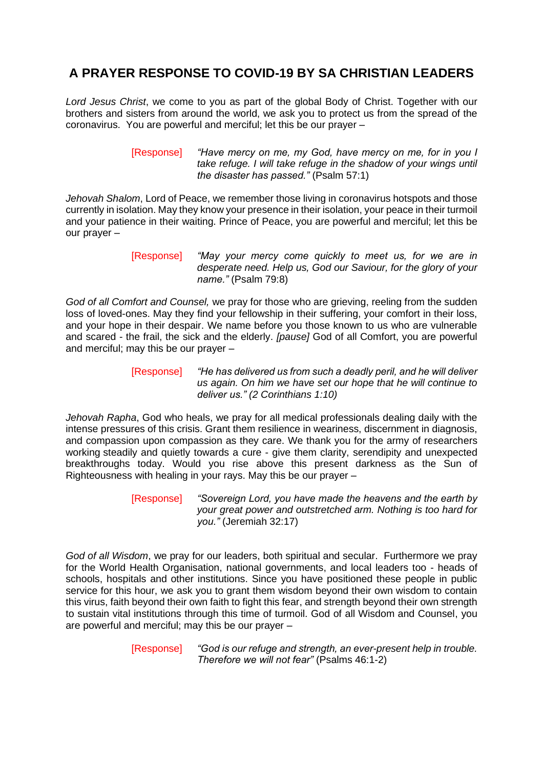# A PRAYER RESPONSE TO COVID-19 BY SA CHRISTIAN LEADERS

*Lord Jesus Christ*, we come to you as part of the global Body of Christ. Together with our brothers and sisters from around the world, we ask you to protect us from the spread of the coronavirus. You are powerful and merciful; let this be our prayer –

> [Response] *"Have mercy on me, my God, have mercy on me, for in you I take refuge. I will take refuge in the shadow of your wings until the disaster has passed."* (Psalm 57:1)

*Jehovah Shalom*, Lord of Peace, we remember those living in coronavirus hotspots and those currently in isolation. May they know your presence in their isolation, your peace in their turmoil and your patience in their waiting. Prince of Peace, you are powerful and merciful; let this be our prayer –

> [Response] *"May your mercy come quickly to meet us, for we are in desperate need. Help us, God our Saviour, for the glory of your name."* (Psalm 79:8)

*God of all Comfort and Counsel,* we pray for those who are grieving, reeling from the sudden loss of loved-ones. May they find your fellowship in their suffering, your comfort in their loss, and your hope in their despair. We name before you those known to us who are vulnerable and scared - the frail, the sick and the elderly. *[pause]* God of all Comfort, you are powerful and merciful; may this be our prayer –

> [Response] *"He has delivered us from such a deadly peril, and he will deliver us again. On him we have set our hope that he will continue to deliver us." (2 Corinthians 1:10)*

*Jehovah Rapha*, God who heals, we pray for all medical professionals dealing daily with the intense pressures of this crisis. Grant them resilience in weariness, discernment in diagnosis, and compassion upon compassion as they care. We thank you for the army of researchers working steadily and quietly towards a cure - give them clarity, serendipity and unexpected breakthroughs today. Would you rise above this present darkness as the Sun of Righteousness with healing in your rays. May this be our prayer –

> [Response] *"Sovereign Lord, you have made the heavens and the earth by your great power and outstretched arm. Nothing is too hard for you."* (Jeremiah 32:17)

*God of all Wisdom*, we pray for our leaders, both spiritual and secular. Furthermore we pray for the World Health Organisation, national governments, and local leaders too - heads of schools, hospitals and other institutions. Since you have positioned these people in public service for this hour, we ask you to grant them wisdom beyond their own wisdom to contain this virus, faith beyond their own faith to fight this fear, and strength beyond their own strength to sustain vital institutions through this time of turmoil. God of all Wisdom and Counsel, you are powerful and merciful; may this be our prayer –

> [Response] *"God is our refuge and strength, an ever-present help in trouble. Therefore we will not fear"* (Psalms 46:1-2)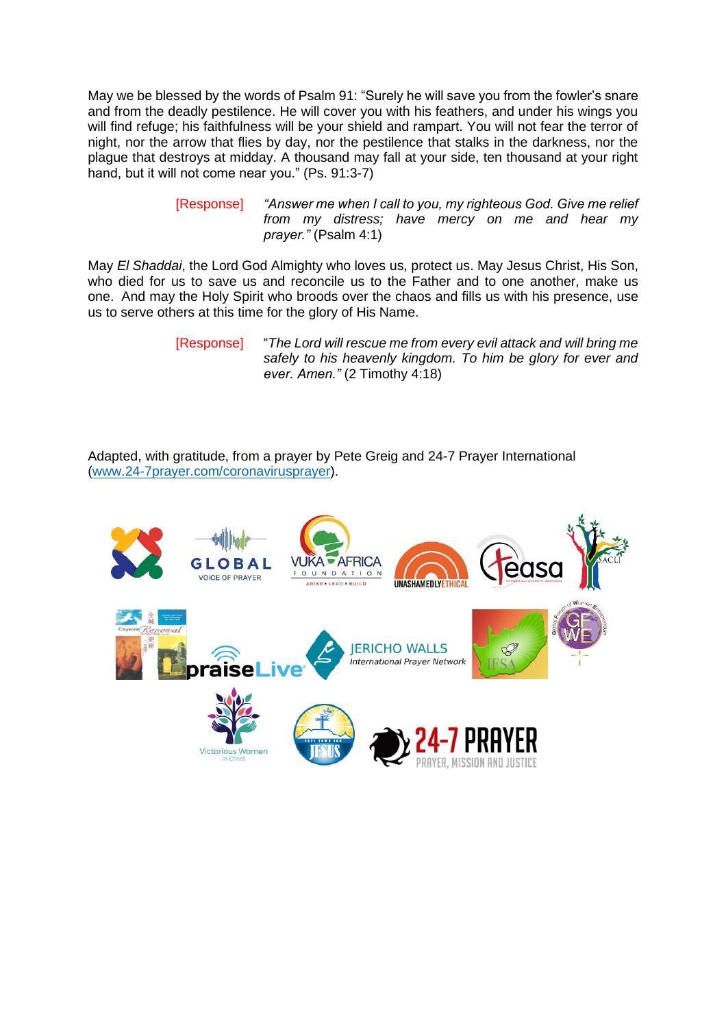May we be blessed by the words of Psalm 91: "Surely he will save you from the fowler's snare and from the deadly pestilence. He will cover you with his feathers, and under his wings you will find refuge; his faithfulness will be your shield and rampart. You will not fear the terror of night, nor the arrow that flies by day, nor the pestilence that stalks in the darkness, nor the plague that destroys at midday. A thousand may fall at your side, ten thousand at your right hand, but it will not come near you." (Ps. 91:3-7)

> [Response] *"Answer me when I call to you, my righteous God. Give me relief from my distress; have mercy on me and hear my prayer."* (Psalm 4:1)

May *El Shaddai*, the Lord God Almighty who loves us, protect us. May Jesus Christ, His Son, who died for us to save us and reconcile us to the Father and to one another, make us one. And may the Holy Spirit who broods over the chaos and fills us with his presence, use us to serve others at this time for the glory of His Name.

> [Response] "*The Lord will rescue me from every evil attack and will bring me safely to his heavenly kingdom. To him be glory for ever and ever. Amen."* (2 Timothy 4:18)

Adapted, with gratitude, from a prayer by Pete Greig and 24-7 Prayer International (www.24-7prayer.com/coronavirusprayer).